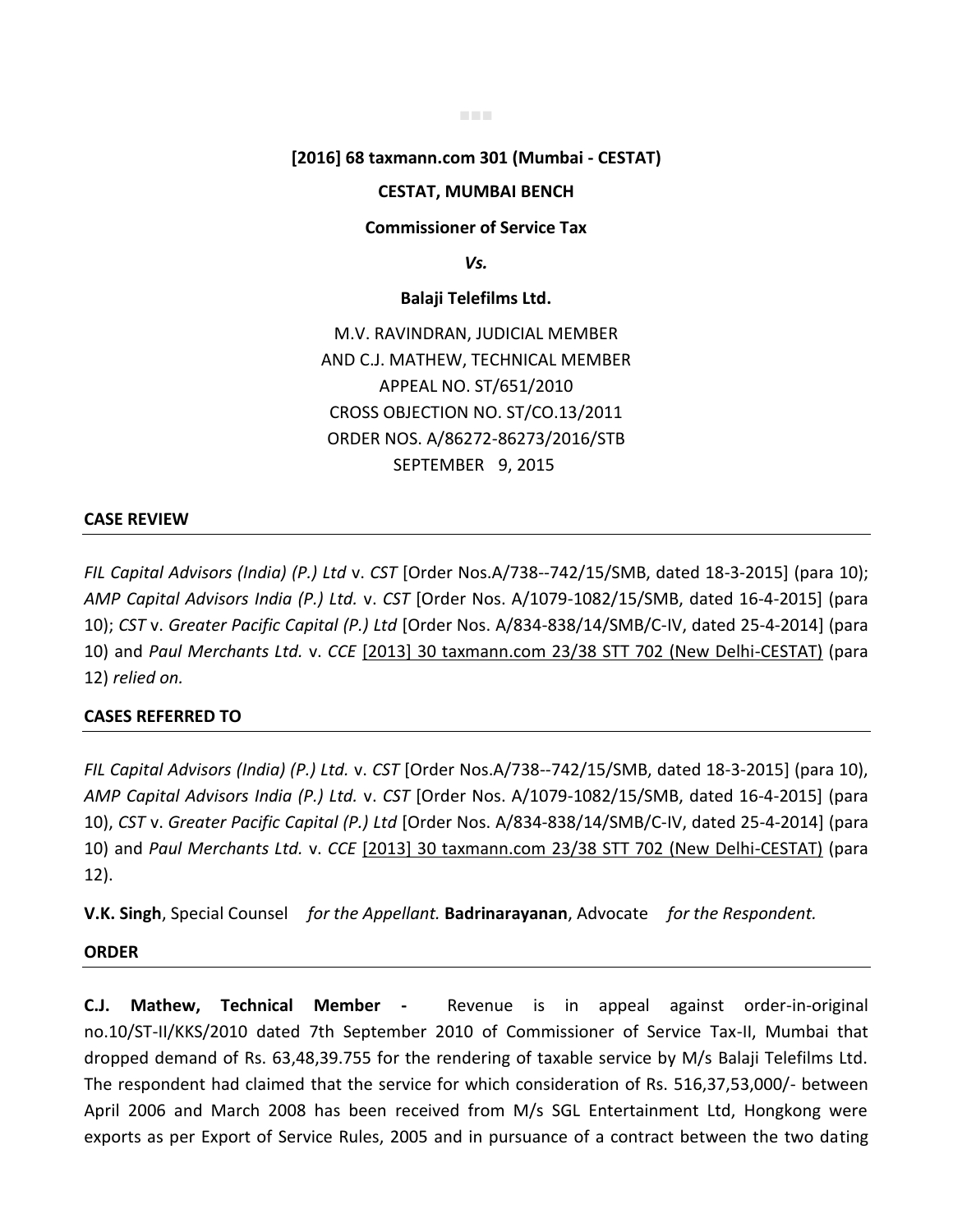**[2016] 68 taxmann.com 301 (Mumbai - CESTAT)**

**CESTAT, MUMBAI BENCH**

**Commissioner of Service Tax**

***Vs.***

**Balaji Telefilms Ltd.**

M.V. RAVINDRAN, JUDICIAL MEMBER
AND C.J. MATHEW, TECHNICAL MEMBER
APPEAL NO. ST/651/2010
CROSS OBJECTION NO. ST/CO.13/2011
ORDER NOS. A/86272-86273/2016/STB
SEPTEMBER 9, 2015

**CASE REVIEW**

*FIL Capital Advisors (India) (P.) Ltd* v. *CST* [Order Nos.A/738--742/15/SMB, dated 18-3-2015] (para 10); *AMP Capital Advisors India (P.) Ltd.* v. *CST* [Order Nos. A/1079-1082/15/SMB, dated 16-4-2015] (para 10); *CST* v. *Greater Pacific Capital (P.) Ltd* [Order Nos. A/834-838/14/SMB/C-IV, dated 25-4-2014] (para 10) and *Paul Merchants Ltd.* v. *CCE* [2013] 30 taxmann.com 23/38 STT 702 (New Delhi-CESTAT) (para 12) *relied on.*

**CASES REFERRED TO**

*FIL Capital Advisors (India) (P.) Ltd.* v. *CST* [Order Nos.A/738--742/15/SMB, dated 18-3-2015] (para 10), *AMP Capital Advisors India (P.) Ltd.* v. *CST* [Order Nos. A/1079-1082/15/SMB, dated 16-4-2015] (para 10), *CST* v. *Greater Pacific Capital (P.) Ltd* [Order Nos. A/834-838/14/SMB/C-IV, dated 25-4-2014] (para 10) and *Paul Merchants Ltd.* v. *CCE* [2013] 30 taxmann.com 23/38 STT 702 (New Delhi-CESTAT) (para 12).

**V.K. Singh**, Special Counsel *for the Appellant.* **Badrinarayanan**, Advocate *for the Respondent.*

**ORDER**

**C.J. Mathew, Technical Member -** Revenue is in appeal against order-in-original no.10/ST-II/KKS/2010 dated 7th September 2010 of Commissioner of Service Tax-II, Mumbai that dropped demand of Rs. 63,48,39.755 for the rendering of taxable service by M/s Balaji Telefilms Ltd. The respondent had claimed that the service for which consideration of Rs. 516,37,53,000/- between April 2006 and March 2008 has been received from M/s SGL Entertainment Ltd, Hongkong were exports as per Export of Service Rules, 2005 and in pursuance of a contract between the two dating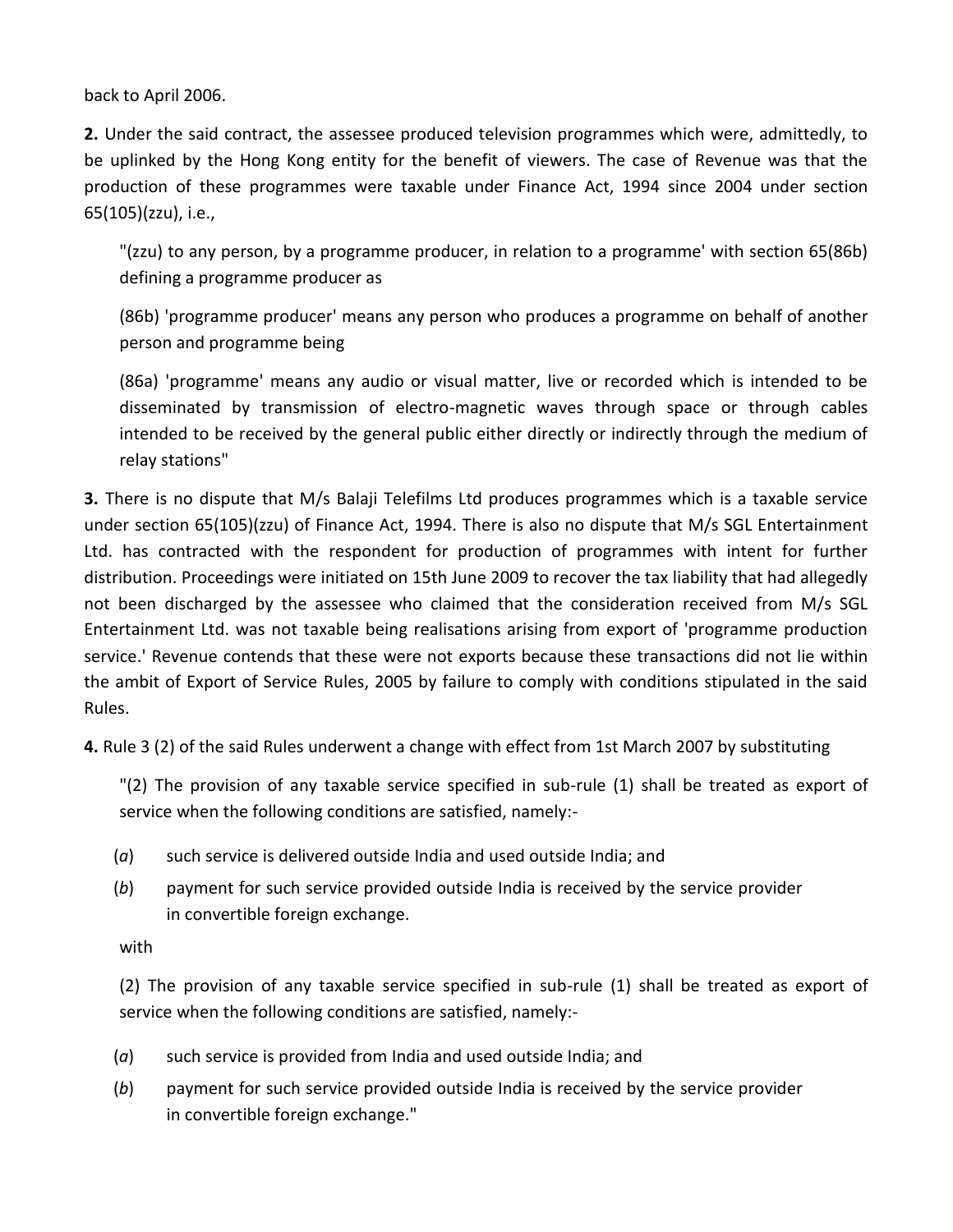back to April 2006.

**2.** Under the said contract, the assessee produced television programmes which were, admittedly, to be uplinked by the Hong Kong entity for the benefit of viewers. The case of Revenue was that the production of these programmes were taxable under Finance Act, 1994 since 2004 under section 65(105)(zzu), i.e.,

> "(zzu) to any person, by a programme producer, in relation to a programme' with section 65(86b) defining a programme producer as
>
> (86b) 'programme producer' means any person who produces a programme on behalf of another person and programme being
>
> (86a) 'programme' means any audio or visual matter, live or recorded which is intended to be disseminated by transmission of electro-magnetic waves through space or through cables intended to be received by the general public either directly or indirectly through the medium of relay stations"

**3.** There is no dispute that M/s Balaji Telefilms Ltd produces programmes which is a taxable service under section 65(105)(zzu) of Finance Act, 1994. There is also no dispute that M/s SGL Entertainment Ltd. has contracted with the respondent for production of programmes with intent for further distribution. Proceedings were initiated on 15th June 2009 to recover the tax liability that had allegedly not been discharged by the assessee who claimed that the consideration received from M/s SGL Entertainment Ltd. was not taxable being realisations arising from export of 'programme production service.' Revenue contends that these were not exports because these transactions did not lie within the ambit of Export of Service Rules, 2005 by failure to comply with conditions stipulated in the said Rules.

**4.** Rule 3 (2) of the said Rules underwent a change with effect from 1st March 2007 by substituting

> "(2) The provision of any taxable service specified in sub-rule (1) shall be treated as export of service when the following conditions are satisfied, namely:-
>
> (*a*) such service is delivered outside India and used outside India; and
>
> (*b*) payment for such service provided outside India is received by the service provider in convertible foreign exchange.
>
> with
>
> (2) The provision of any taxable service specified in sub-rule (1) shall be treated as export of service when the following conditions are satisfied, namely:-
>
> (*a*) such service is provided from India and used outside India; and
>
> (*b*) payment for such service provided outside India is received by the service provider in convertible foreign exchange."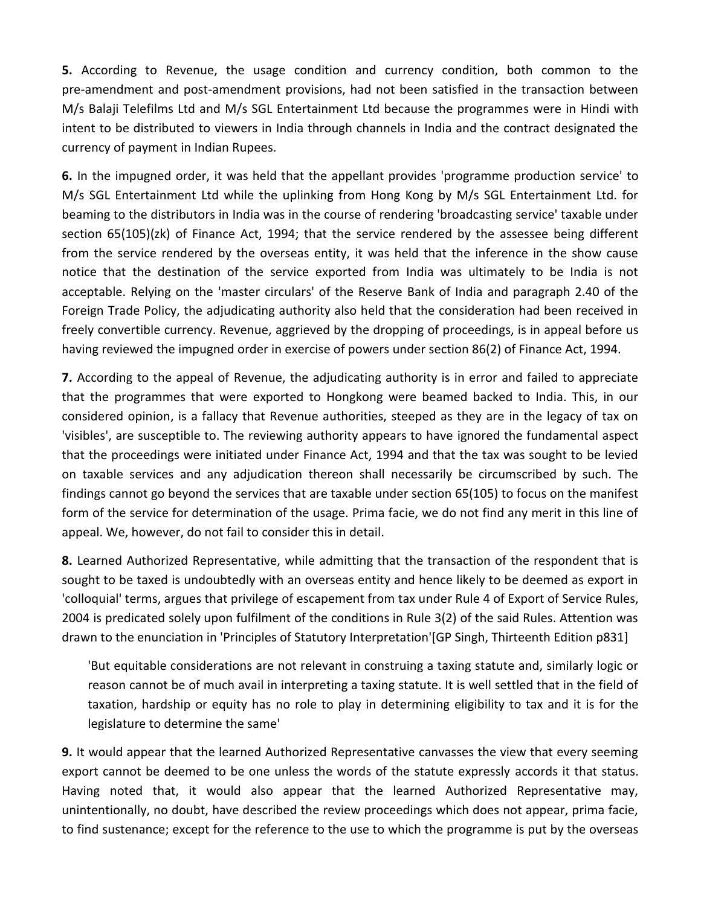**5.** According to Revenue, the usage condition and currency condition, both common to the pre-amendment and post-amendment provisions, had not been satisfied in the transaction between M/s Balaji Telefilms Ltd and M/s SGL Entertainment Ltd because the programmes were in Hindi with intent to be distributed to viewers in India through channels in India and the contract designated the currency of payment in Indian Rupees.

**6.** In the impugned order, it was held that the appellant provides 'programme production service' to M/s SGL Entertainment Ltd while the uplinking from Hong Kong by M/s SGL Entertainment Ltd. for beaming to the distributors in India was in the course of rendering 'broadcasting service' taxable under section 65(105)(zk) of Finance Act, 1994; that the service rendered by the assessee being different from the service rendered by the overseas entity, it was held that the inference in the show cause notice that the destination of the service exported from India was ultimately to be India is not acceptable. Relying on the 'master circulars' of the Reserve Bank of India and paragraph 2.40 of the Foreign Trade Policy, the adjudicating authority also held that the consideration had been received in freely convertible currency. Revenue, aggrieved by the dropping of proceedings, is in appeal before us having reviewed the impugned order in exercise of powers under section 86(2) of Finance Act, 1994.

**7.** According to the appeal of Revenue, the adjudicating authority is in error and failed to appreciate that the programmes that were exported to Hongkong were beamed backed to India. This, in our considered opinion, is a fallacy that Revenue authorities, steeped as they are in the legacy of tax on 'visibles', are susceptible to. The reviewing authority appears to have ignored the fundamental aspect that the proceedings were initiated under Finance Act, 1994 and that the tax was sought to be levied on taxable services and any adjudication thereon shall necessarily be circumscribed by such. The findings cannot go beyond the services that are taxable under section 65(105) to focus on the manifest form of the service for determination of the usage. Prima facie, we do not find any merit in this line of appeal. We, however, do not fail to consider this in detail.

**8.** Learned Authorized Representative, while admitting that the transaction of the respondent that is sought to be taxed is undoubtedly with an overseas entity and hence likely to be deemed as export in 'colloquial' terms, argues that privilege of escapement from tax under Rule 4 of Export of Service Rules, 2004 is predicated solely upon fulfilment of the conditions in Rule 3(2) of the said Rules. Attention was drawn to the enunciation in 'Principles of Statutory Interpretation'[GP Singh, Thirteenth Edition p831]

> 'But equitable considerations are not relevant in construing a taxing statute and, similarly logic or reason cannot be of much avail in interpreting a taxing statute. It is well settled that in the field of taxation, hardship or equity has no role to play in determining eligibility to tax and it is for the legislature to determine the same'

**9.** It would appear that the learned Authorized Representative canvasses the view that every seeming export cannot be deemed to be one unless the words of the statute expressly accords it that status. Having noted that, it would also appear that the learned Authorized Representative may, unintentionally, no doubt, have described the review proceedings which does not appear, prima facie, to find sustenance; except for the reference to the use to which the programme is put by the overseas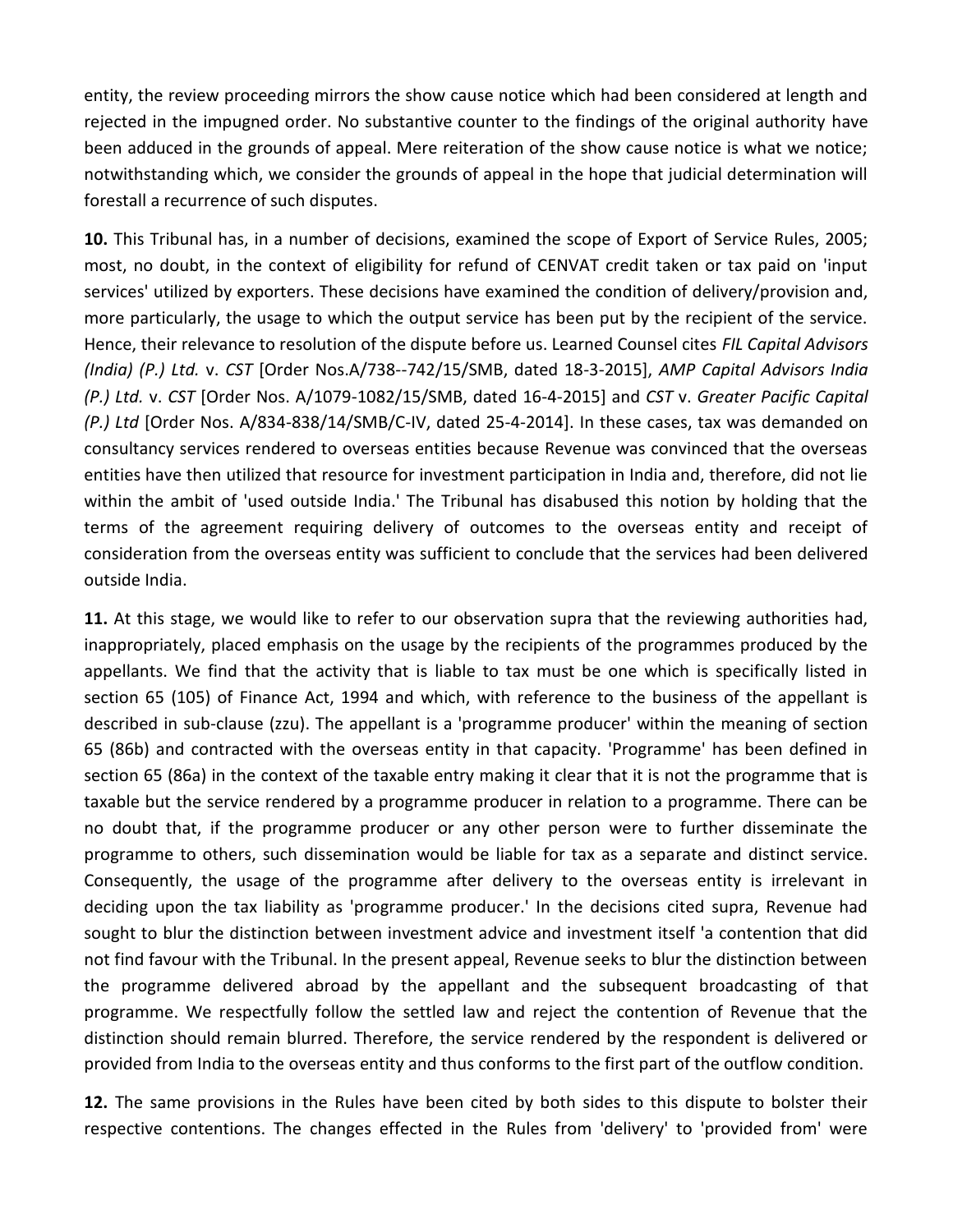entity, the review proceeding mirrors the show cause notice which had been considered at length and rejected in the impugned order. No substantive counter to the findings of the original authority have been adduced in the grounds of appeal. Mere reiteration of the show cause notice is what we notice; notwithstanding which, we consider the grounds of appeal in the hope that judicial determination will forestall a recurrence of such disputes.

**10.** This Tribunal has, in a number of decisions, examined the scope of Export of Service Rules, 2005; most, no doubt, in the context of eligibility for refund of CENVAT credit taken or tax paid on 'input services' utilized by exporters. These decisions have examined the condition of delivery/provision and, more particularly, the usage to which the output service has been put by the recipient of the service. Hence, their relevance to resolution of the dispute before us. Learned Counsel cites *FIL Capital Advisors (India) (P.) Ltd.* v. *CST* [Order Nos.A/738--742/15/SMB, dated 18-3-2015], *AMP Capital Advisors India (P.) Ltd.* v. *CST* [Order Nos. A/1079-1082/15/SMB, dated 16-4-2015] and *CST* v. *Greater Pacific Capital (P.) Ltd* [Order Nos. A/834-838/14/SMB/C-IV, dated 25-4-2014]. In these cases, tax was demanded on consultancy services rendered to overseas entities because Revenue was convinced that the overseas entities have then utilized that resource for investment participation in India and, therefore, did not lie within the ambit of 'used outside India.' The Tribunal has disabused this notion by holding that the terms of the agreement requiring delivery of outcomes to the overseas entity and receipt of consideration from the overseas entity was sufficient to conclude that the services had been delivered outside India.

**11.** At this stage, we would like to refer to our observation supra that the reviewing authorities had, inappropriately, placed emphasis on the usage by the recipients of the programmes produced by the appellants. We find that the activity that is liable to tax must be one which is specifically listed in section 65 (105) of Finance Act, 1994 and which, with reference to the business of the appellant is described in sub-clause (zzu). The appellant is a 'programme producer' within the meaning of section 65 (86b) and contracted with the overseas entity in that capacity. 'Programme' has been defined in section 65 (86a) in the context of the taxable entry making it clear that it is not the programme that is taxable but the service rendered by a programme producer in relation to a programme. There can be no doubt that, if the programme producer or any other person were to further disseminate the programme to others, such dissemination would be liable for tax as a separate and distinct service. Consequently, the usage of the programme after delivery to the overseas entity is irrelevant in deciding upon the tax liability as 'programme producer.' In the decisions cited supra, Revenue had sought to blur the distinction between investment advice and investment itself 'a contention that did not find favour with the Tribunal. In the present appeal, Revenue seeks to blur the distinction between the programme delivered abroad by the appellant and the subsequent broadcasting of that programme. We respectfully follow the settled law and reject the contention of Revenue that the distinction should remain blurred. Therefore, the service rendered by the respondent is delivered or provided from India to the overseas entity and thus conforms to the first part of the outflow condition.

**12.** The same provisions in the Rules have been cited by both sides to this dispute to bolster their respective contentions. The changes effected in the Rules from 'delivery' to 'provided from' were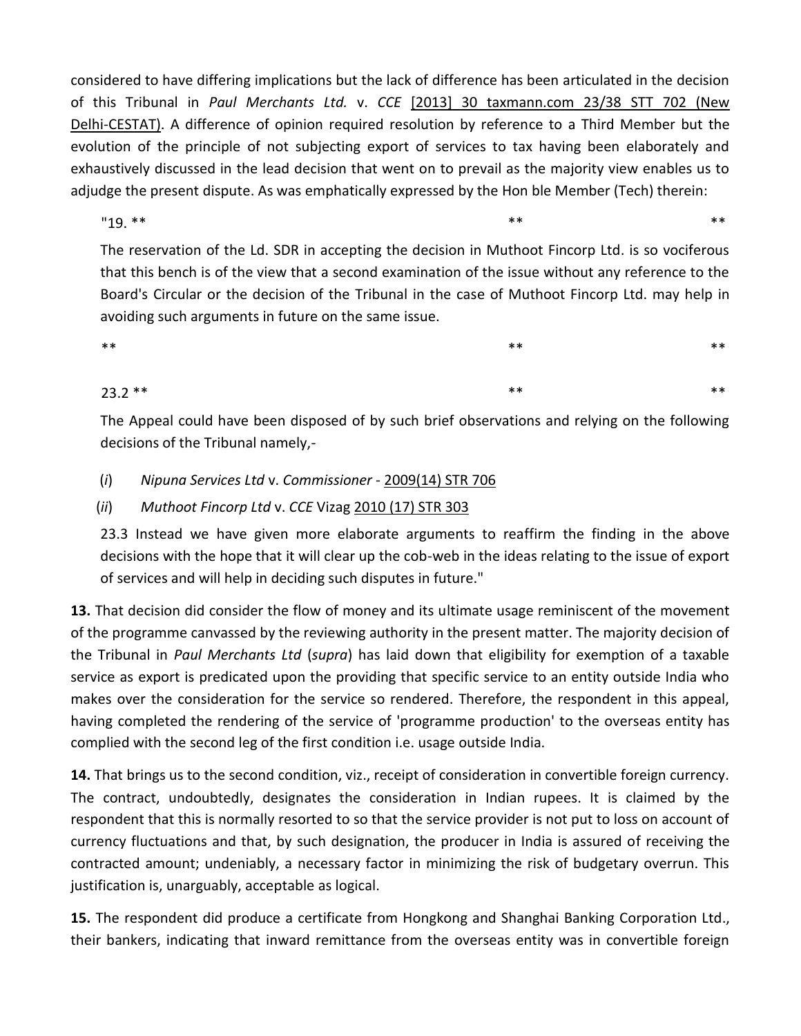considered to have differing implications but the lack of difference has been articulated in the decision of this Tribunal in *Paul Merchants Ltd.* v. *CCE* [2013] 30 taxmann.com 23/38 STT 702 (New Delhi-CESTAT). A difference of opinion required resolution by reference to a Third Member but the evolution of the principle of not subjecting export of services to tax having been elaborately and exhaustively discussed in the lead decision that went on to prevail as the majority view enables us to adjudge the present dispute. As was emphatically expressed by the Hon ble Member (Tech) therein:

> "19. ** ** **
>
> The reservation of the Ld. SDR in accepting the decision in Muthoot Fincorp Ltd. is so vociferous that this bench is of the view that a second examination of the issue without any reference to the Board's Circular or the decision of the Tribunal in the case of Muthoot Fincorp Ltd. may help in avoiding such arguments in future on the same issue.
>
> ** ** **
>
> 23.2 ** ** **
>
> The Appeal could have been disposed of by such brief observations and relying on the following decisions of the Tribunal namely,-
>
> (*i*) *Nipuna Services Ltd* v. *Commissioner* - 2009(14) STR 706
>
> (*ii*) *Muthoot Fincorp Ltd* v. *CCE* Vizag 2010 (17) STR 303
>
> 23.3 Instead we have given more elaborate arguments to reaffirm the finding in the above decisions with the hope that it will clear up the cob-web in the ideas relating to the issue of export of services and will help in deciding such disputes in future."

**13.** That decision did consider the flow of money and its ultimate usage reminiscent of the movement of the programme canvassed by the reviewing authority in the present matter. The majority decision of the Tribunal in *Paul Merchants Ltd* (*supra*) has laid down that eligibility for exemption of a taxable service as export is predicated upon the providing that specific service to an entity outside India who makes over the consideration for the service so rendered. Therefore, the respondent in this appeal, having completed the rendering of the service of 'programme production' to the overseas entity has complied with the second leg of the first condition i.e. usage outside India.

**14.** That brings us to the second condition, viz., receipt of consideration in convertible foreign currency. The contract, undoubtedly, designates the consideration in Indian rupees. It is claimed by the respondent that this is normally resorted to so that the service provider is not put to loss on account of currency fluctuations and that, by such designation, the producer in India is assured of receiving the contracted amount; undeniably, a necessary factor in minimizing the risk of budgetary overrun. This justification is, unarguably, acceptable as logical.

**15.** The respondent did produce a certificate from Hongkong and Shanghai Banking Corporation Ltd., their bankers, indicating that inward remittance from the overseas entity was in convertible foreign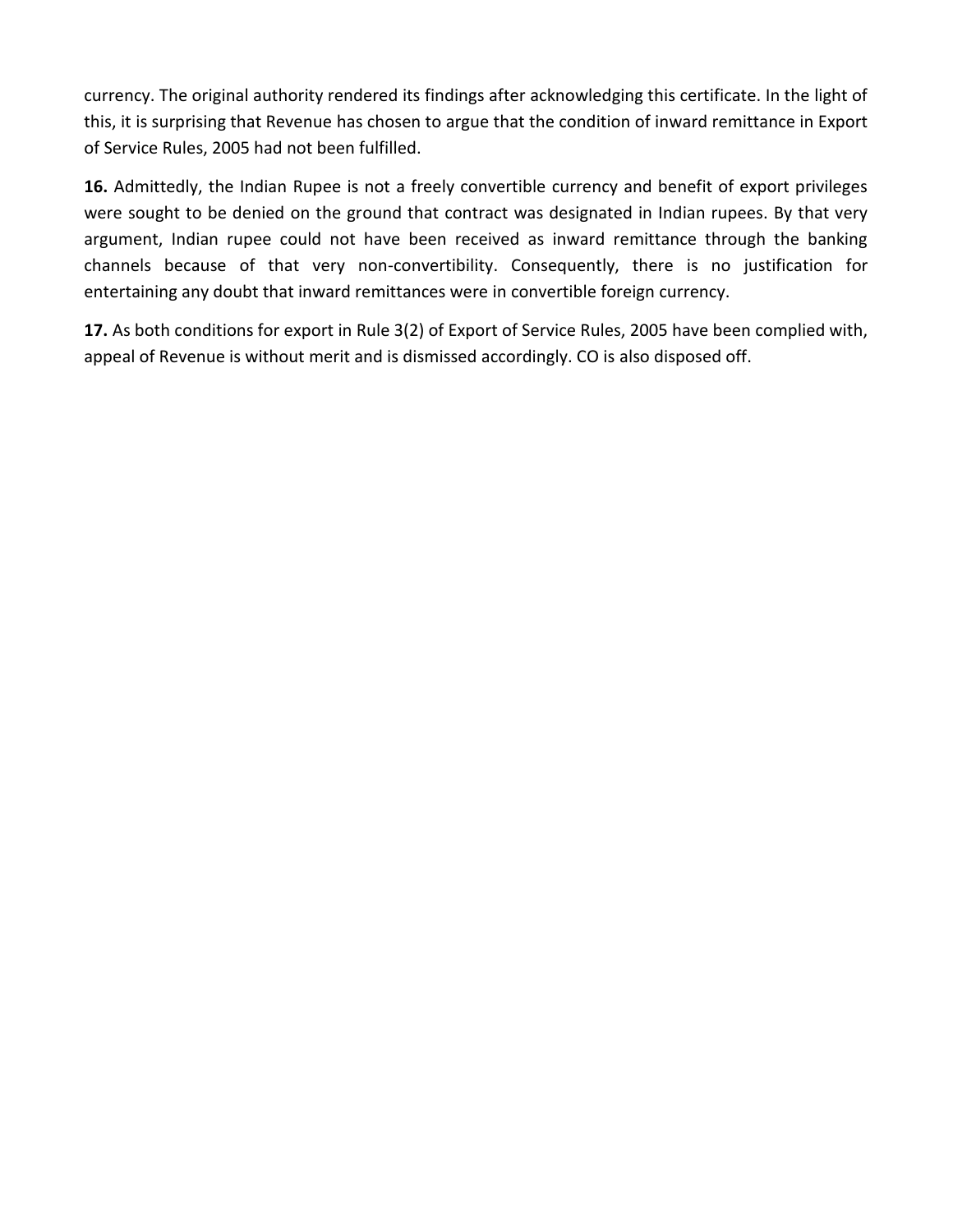currency. The original authority rendered its findings after acknowledging this certificate. In the light of this, it is surprising that Revenue has chosen to argue that the condition of inward remittance in Export of Service Rules, 2005 had not been fulfilled.

**16.** Admittedly, the Indian Rupee is not a freely convertible currency and benefit of export privileges were sought to be denied on the ground that contract was designated in Indian rupees. By that very argument, Indian rupee could not have been received as inward remittance through the banking channels because of that very non-convertibility. Consequently, there is no justification for entertaining any doubt that inward remittances were in convertible foreign currency.

**17.** As both conditions for export in Rule 3(2) of Export of Service Rules, 2005 have been complied with, appeal of Revenue is without merit and is dismissed accordingly. CO is also disposed off.